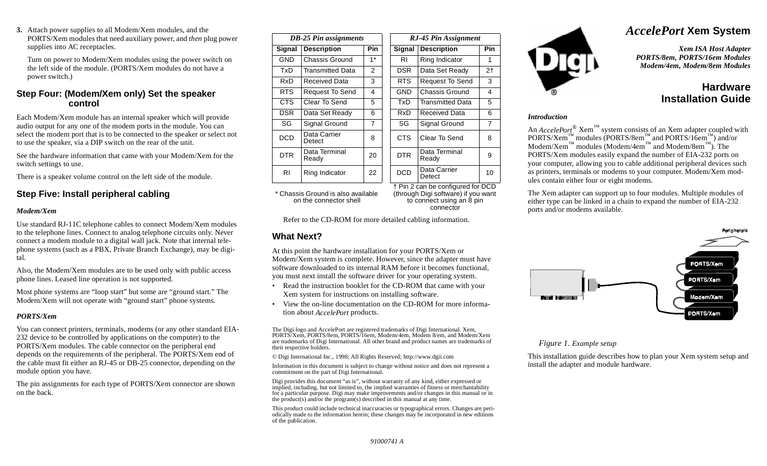3. Attach power supplies to all Modem/Xem modules, and the PORTS/Xem modules that need auxiliary power, and *then* plug power supplies into AC receptacles.

   Turn on power to Modem/Xem modules using the power switch on the left side of the module. (PORTS/Xem modules do not have a power switch.)

## Step Four: (Modem/Xem only) Set the speaker control

Each Modem/Xem module has an internal speaker which will provide audio output for any one of the modem ports in the module. You can select the modem port that is to be connected to the speaker or select not to use the speaker, via a DIP switch on the rear of the unit.

See the hardware information that came with your Modem/Xem for the switch settings to use.

There is a speaker volume control on the left side of the module.

## Step Five: Install peripheral cabling

### *Modem/Xem*

Use standard RJ-11C telephone cables to connect Modem/Xem modules to the telephone lines. Connect to analog telephone circuits only. Never connect a modem module to a digital wall jack. Note that internal telephone systems (such as a PBX, Private Branch Exchange), may be digital.

Also, the Modem/Xem modules are to be used only with public access phone lines. Leased line operation is not supported.

Most phone systems are "loop start" but some are "ground start." The Modem/Xem will not operate with "ground start" phone systems.

### *PORTS/Xem*

You can connect printers, terminals, modems (or any other standard EIA-232 device to be controlled by applications on the computer) to the PORTS/Xem modules. The cable connector on the peripheral end depends on the requirements of the peripheral. The PORTS/Xem end of the cable must fit either an RJ-45 or DB-25 connector, depending on the module option you have.

The pin assignments for each type of PORTS/Xem connector are shown on the back.

*DB-25 Pin assignments*

| Signal | Description | Pin |
|---|---|---|
| GND | Chassis Ground | 1* |
| TxD | Transmitted Data | 2 |
| RxD | Received Data | 3 |
| RTS | Request To Send | 4 |
| CTS | Clear To Send | 5 |
| DSR | Data Set Ready | 6 |
| SG | Signal Ground | 7 |
| DCD | Data Carrier Detect | 8 |
| DTR | Data Terminal Ready | 20 |
| RI | Ring Indicator | 22 |

\* Chassis Ground is also available on the connector shell

*RJ-45 Pin Assignment*

| Signal | Description | Pin |
|---|---|---|
| RI | Ring Indicator | 1 |
| DSR | Data Set Ready | 2† |
| RTS | Request To Send | 3 |
| GND | Chassis Ground | 4 |
| TxD | Transmitted Data | 5 |
| RxD | Received Data | 6 |
| SG | Signal Ground | 7 |
| CTS | Clear To Send | 8 |
| DTR | Data Terminal Ready | 9 |
| DCD | Data Carrier Detect | 10 |

† Pin 2 can be configured for DCD (through Digi software) if you want to connect using an 8 pin connector

Refer to the CD-ROM for more detailed cabling information.

## What Next?

At this point the hardware installation for your PORTS/Xem or Modem/Xem system is complete. However, since the adapter must have software downloaded to its internal RAM before it becomes functional, you must next install the software driver for your operating system.

- Read the instruction booklet for the CD-ROM that came with your Xem system for instructions on installing software.
- View the on-line documentation on the CD-ROM for more information about *AccelePort* products.

The Digi logo and AccelePort are registered trademarks of Digi International. Xem, PORTS/Xem, PORTS/8em, PORTS/16em, Modem/4em, Modem 8/em, and Modem/Xem are trademarks of Digi International. All other brand and product names are trademarks of their respective holders.

© Digi International Inc., 1998; All Rights Reserved; http://www.dgii.com

Information in this document is subject to change without notice and does not represent a commitment on the part of Digi International.

Digi provides this document "as is", without warranty of any kind, either expressed or implied, including, but not limited to, the implied warranties of fitness or merchantability for a particular purpose. Digi may make improvements and/or changes in this manual or in the product(s) and/or the program(s) described in this manual at any time.

This product could include technical inaccuracies or typographical errors. Changes are periodically made to the information herein; these changes may be incorporated in new editions of the publication.

91000741 A

# *AccelePort* Xem System

***Xem ISA Host Adapter***
***PORTS/8em, PORTS/16em Modules***
***Modem/4em, Modem/8em Modules***

# Hardware Installation Guide

### *Introduction*

An *AccelePort*® Xem™ system consists of an Xem adapter coupled with PORTS/Xem™ modules (PORTS/8em™ and PORTS/16em™) and/or Modem/Xem™ modules (Modem/4em™ and Modem/8em™). The PORTS/Xem modules easily expand the number of EIA-232 ports on your computer, allowing you to cable additional peripheral devices such as printers, terminals or modems to your computer. Modem/Xem modules contain either four or eight modems.

The Xem adapter can support up to four modules. Multiple modules of either type can be linked in a chain to expand the number of EIA-232 ports and/or modems available.

*Figure 1. Example setup*

This installation guide describes how to plan your Xem system setup and install the adapter and module hardware.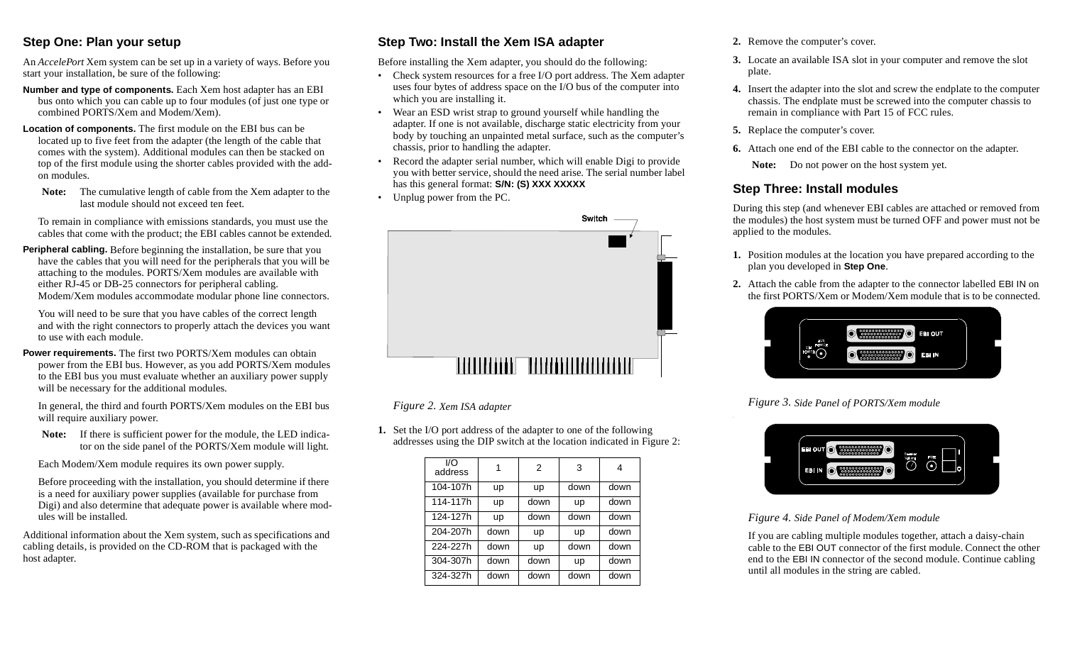## Step One: Plan your setup

An *AccelePort* Xem system can be set up in a variety of ways. Before you start your installation, be sure of the following:

**Number and type of components.** Each Xem host adapter has an EBI bus onto which you can cable up to four modules (of just one type or combined PORTS/Xem and Modem/Xem).

**Location of components.** The first module on the EBI bus can be located up to five feet from the adapter (the length of the cable that comes with the system). Additional modules can then be stacked on top of the first module using the shorter cables provided with the add-on modules.

**Note:** The cumulative length of cable from the Xem adapter to the last module should not exceed ten feet.

To remain in compliance with emissions standards, you must use the cables that come with the product; the EBI cables cannot be extended.

**Peripheral cabling.** Before beginning the installation, be sure that you have the cables that you will need for the peripherals that you will be attaching to the modules. PORTS/Xem modules are available with either RJ-45 or DB-25 connectors for peripheral cabling. Modem/Xem modules accommodate modular phone line connectors.

You will need to be sure that you have cables of the correct length and with the right connectors to properly attach the devices you want to use with each module.

**Power requirements.** The first two PORTS/Xem modules can obtain power from the EBI bus. However, as you add PORTS/Xem modules to the EBI bus you must evaluate whether an auxiliary power supply will be necessary for the additional modules.

In general, the third and fourth PORTS/Xem modules on the EBI bus will require auxiliary power.

**Note:** If there is sufficient power for the module, the LED indicator on the side panel of the PORTS/Xem module will light.

Each Modem/Xem module requires its own power supply.

Before proceeding with the installation, you should determine if there is a need for auxiliary power supplies (available for purchase from Digi) and also determine that adequate power is available where modules will be installed.

Additional information about the Xem system, such as specifications and cabling details, is provided on the CD-ROM that is packaged with the host adapter.

## Step Two: Install the Xem ISA adapter

Before installing the Xem adapter, you should do the following:

- Check system resources for a free I/O port address. The Xem adapter uses four bytes of address space on the I/O bus of the computer into which you are installing it.
- Wear an ESD wrist strap to ground yourself while handling the adapter. If one is not available, discharge static electricity from your body by touching an unpainted metal surface, such as the computer's chassis, prior to handling the adapter.
- Record the adapter serial number, which will enable Digi to provide you with better service, should the need arise. The serial number label has this general format: **S/N: (S) XXX XXXXX**
- Unplug power from the PC.

Switch

*Figure 2. Xem ISA adapter*

1. Set the I/O port address of the adapter to one of the following addresses using the DIP switch at the location indicated in Figure 2:

| I/O address | 1 | 2 | 3 | 4 |
|---|---|---|---|---|
| 104-107h | up | up | down | down |
| 114-117h | up | down | up | down |
| 124-127h | up | down | down | down |
| 204-207h | down | up | up | down |
| 224-227h | down | up | down | down |
| 304-307h | down | down | up | down |
| 324-327h | down | down | down | down |

2. Remove the computer's cover.
3. Locate an available ISA slot in your computer and remove the slot plate.
4. Insert the adapter into the slot and screw the endplate to the computer chassis. The endplate must be screwed into the computer chassis to remain in compliance with Part 15 of FCC rules.
5. Replace the computer's cover.
6. Attach one end of the EBI cable to the connector on the adapter.

   **Note:** Do not power on the host system yet.

## Step Three: Install modules

During this step (and whenever EBI cables are attached or removed from the modules) the host system must be turned OFF and power must not be applied to the modules.

1. Position modules at the location you have prepared according to the plan you developed in **Step One**.
2. Attach the cable from the adapter to the connector labelled EBI IN on the first PORTS/Xem or Modem/Xem module that is to be connected.

*Figure 3. Side Panel of PORTS/Xem module*

*Figure 4. Side Panel of Modem/Xem module*

If you are cabling multiple modules together, attach a daisy-chain cable to the EBI OUT connector of the first module. Connect the other end to the EBI IN connector of the second module. Continue cabling until all modules in the string are cabled.